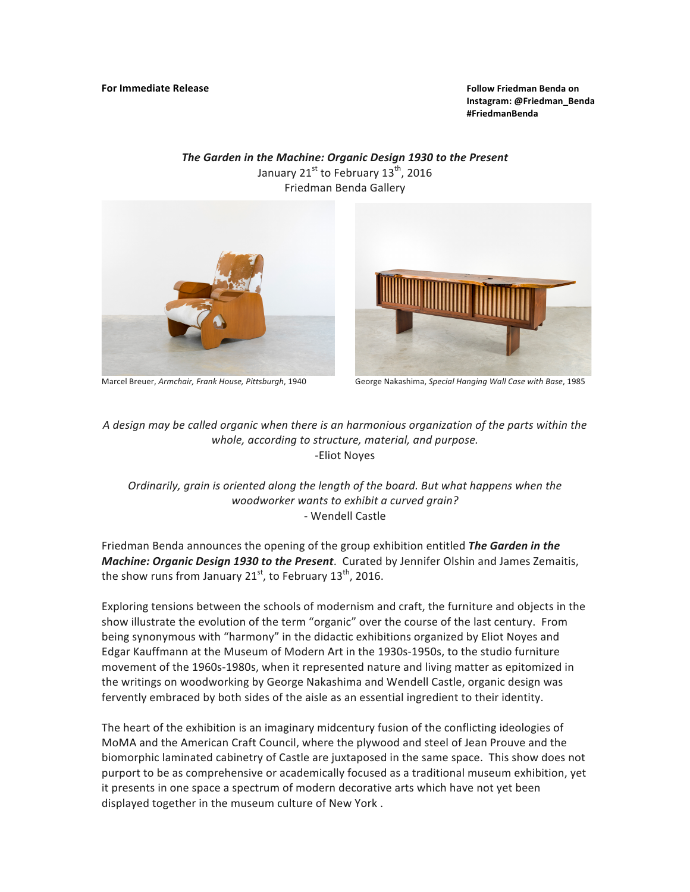**For Immediate Release**

**Follow Friedman Benda on Instagram: @Friedman_Benda #FriedmanBenda**

***The Garden in the Machine: Organic Design 1930 to the Present***
January 21st to February 13th, 2016
Friedman Benda Gallery

Marcel Breuer, *Armchair, Frank House, Pittsburgh*, 1940

George Nakashima, *Special Hanging Wall Case with Base*, 1985

*A design may be called organic when there is an harmonious organization of the parts within the whole, according to structure, material, and purpose.*
-Eliot Noyes

*Ordinarily, grain is oriented along the length of the board. But what happens when the woodworker wants to exhibit a curved grain?*
- Wendell Castle

Friedman Benda announces the opening of the group exhibition entitled ***The Garden in the Machine: Organic Design 1930 to the Present***. Curated by Jennifer Olshin and James Zemaitis, the show runs from January 21st, to February 13th, 2016.

Exploring tensions between the schools of modernism and craft, the furniture and objects in the show illustrate the evolution of the term "organic" over the course of the last century. From being synonymous with "harmony" in the didactic exhibitions organized by Eliot Noyes and Edgar Kauffmann at the Museum of Modern Art in the 1930s-1950s, to the studio furniture movement of the 1960s-1980s, when it represented nature and living matter as epitomized in the writings on woodworking by George Nakashima and Wendell Castle, organic design was fervently embraced by both sides of the aisle as an essential ingredient to their identity.

The heart of the exhibition is an imaginary midcentury fusion of the conflicting ideologies of MoMA and the American Craft Council, where the plywood and steel of Jean Prouve and the biomorphic laminated cabinetry of Castle are juxtaposed in the same space. This show does not purport to be as comprehensive or academically focused as a traditional museum exhibition, yet it presents in one space a spectrum of modern decorative arts which have not yet been displayed together in the museum culture of New York .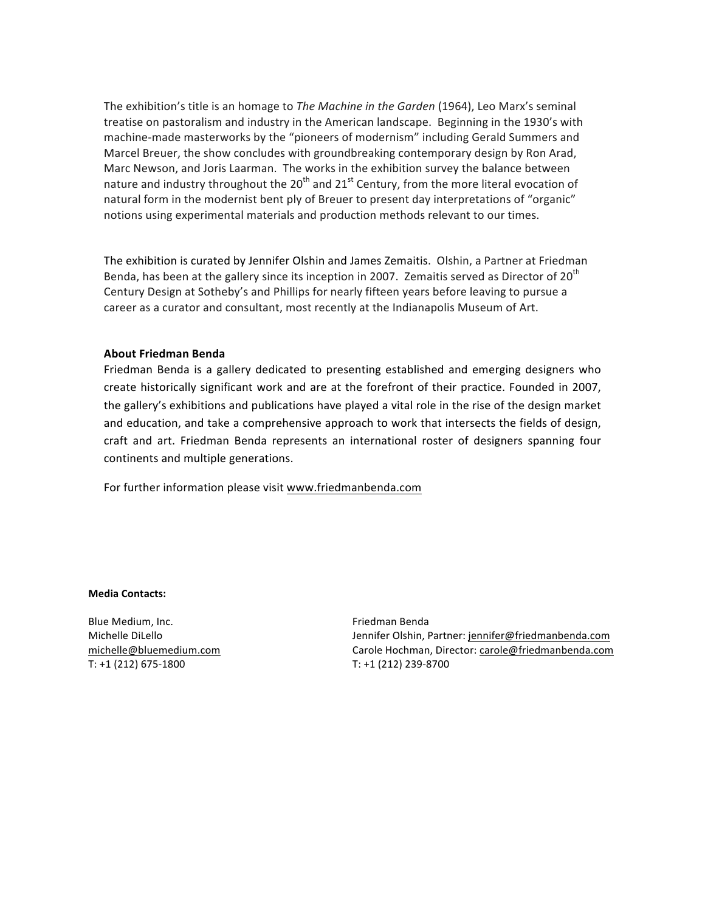The exhibition's title is an homage to *The Machine in the Garden* (1964), Leo Marx's seminal treatise on pastoralism and industry in the American landscape. Beginning in the 1930's with machine-made masterworks by the "pioneers of modernism" including Gerald Summers and Marcel Breuer, the show concludes with groundbreaking contemporary design by Ron Arad, Marc Newson, and Joris Laarman. The works in the exhibition survey the balance between nature and industry throughout the 20th and 21st Century, from the more literal evocation of natural form in the modernist bent ply of Breuer to present day interpretations of "organic" notions using experimental materials and production methods relevant to our times.

The exhibition is curated by Jennifer Olshin and James Zemaitis. Olshin, a Partner at Friedman Benda, has been at the gallery since its inception in 2007. Zemaitis served as Director of 20th Century Design at Sotheby's and Phillips for nearly fifteen years before leaving to pursue a career as a curator and consultant, most recently at the Indianapolis Museum of Art.

**About Friedman Benda**

Friedman Benda is a gallery dedicated to presenting established and emerging designers who create historically significant work and are at the forefront of their practice. Founded in 2007, the gallery's exhibitions and publications have played a vital role in the rise of the design market and education, and take a comprehensive approach to work that intersects the fields of design, craft and art. Friedman Benda represents an international roster of designers spanning four continents and multiple generations.

For further information please visit www.friedmanbenda.com

**Media Contacts:**

Blue Medium, Inc.
Michelle DiLello
michelle@bluemedium.com
T: +1 (212) 675-1800

Friedman Benda
Jennifer Olshin, Partner: jennifer@friedmanbenda.com
Carole Hochman, Director: carole@friedmanbenda.com
T: +1 (212) 239-8700